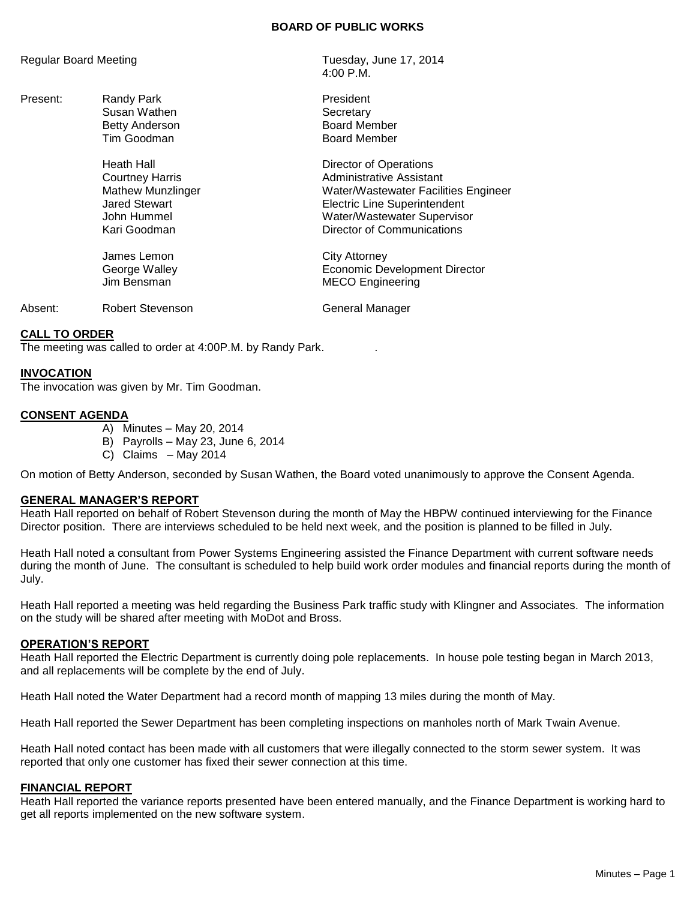# BOARD OF PUBLIC WORKS

Regular Board Meeting — Tuesday, June 17, 2014, 4:00 P.M.

| | | |
|---|---|---|
| Present: | Randy Park | President |
| | Susan Wathen | Secretary |
| | Betty Anderson | Board Member |
| | Tim Goodman | Board Member |
| | | |
| | Heath Hall | Director of Operations |
| | Courtney Harris | Administrative Assistant |
| | Mathew Munzlinger | Water/Wastewater Facilities Engineer |
| | Jared Stewart | Electric Line Superintendent |
| | John Hummel | Water/Wastewater Supervisor |
| | Kari Goodman | Director of Communications |
| | | |
| | James Lemon | City Attorney |
| | George Walley | Economic Development Director |
| | Jim Bensman | MECO Engineering |
| | | |
| Absent: | Robert Stevenson | General Manager |

## CALL TO ORDER

The meeting was called to order at 4:00P.M. by Randy Park.

## INVOCATION

The invocation was given by Mr. Tim Goodman.

## CONSENT AGENDA

A) Minutes – May 20, 2014
B) Payrolls – May 23, June 6, 2014
C) Claims – May 2014

On motion of Betty Anderson, seconded by Susan Wathen, the Board voted unanimously to approve the Consent Agenda.

## GENERAL MANAGER'S REPORT

Heath Hall reported on behalf of Robert Stevenson during the month of May the HBPW continued interviewing for the Finance Director position. There are interviews scheduled to be held next week, and the position is planned to be filled in July.

Heath Hall noted a consultant from Power Systems Engineering assisted the Finance Department with current software needs during the month of June. The consultant is scheduled to help build work order modules and financial reports during the month of July.

Heath Hall reported a meeting was held regarding the Business Park traffic study with Klingner and Associates. The information on the study will be shared after meeting with MoDot and Bross.

## OPERATION'S REPORT

Heath Hall reported the Electric Department is currently doing pole replacements. In house pole testing began in March 2013, and all replacements will be complete by the end of July.

Heath Hall noted the Water Department had a record month of mapping 13 miles during the month of May.

Heath Hall reported the Sewer Department has been completing inspections on manholes north of Mark Twain Avenue.

Heath Hall noted contact has been made with all customers that were illegally connected to the storm sewer system. It was reported that only one customer has fixed their sewer connection at this time.

## FINANCIAL REPORT

Heath Hall reported the variance reports presented have been entered manually, and the Finance Department is working hard to get all reports implemented on the new software system.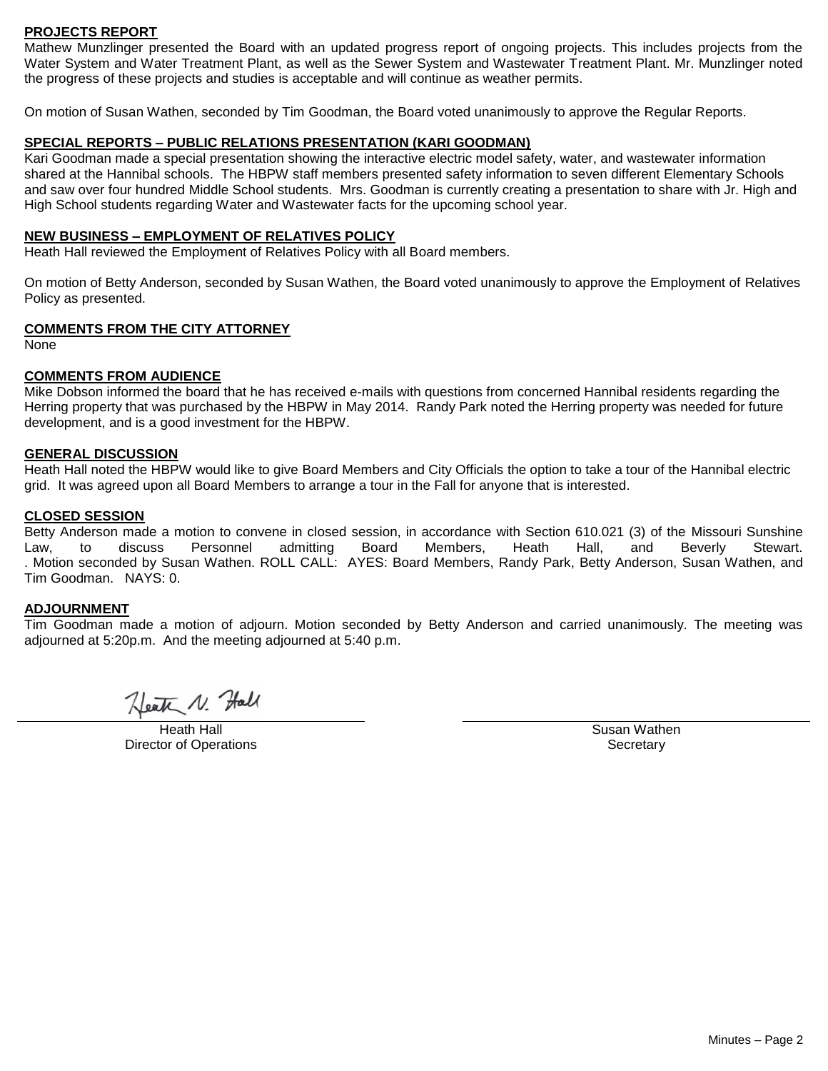**PROJECTS REPORT**

Mathew Munzlinger presented the Board with an updated progress report of ongoing projects. This includes projects from the Water System and Water Treatment Plant, as well as the Sewer System and Wastewater Treatment Plant. Mr. Munzlinger noted the progress of these projects and studies is acceptable and will continue as weather permits.

On motion of Susan Wathen, seconded by Tim Goodman, the Board voted unanimously to approve the Regular Reports.

**SPECIAL REPORTS – PUBLIC RELATIONS PRESENTATION (KARI GOODMAN)**

Kari Goodman made a special presentation showing the interactive electric model safety, water, and wastewater information shared at the Hannibal schools. The HBPW staff members presented safety information to seven different Elementary Schools and saw over four hundred Middle School students. Mrs. Goodman is currently creating a presentation to share with Jr. High and High School students regarding Water and Wastewater facts for the upcoming school year.

**NEW BUSINESS – EMPLOYMENT OF RELATIVES POLICY**

Heath Hall reviewed the Employment of Relatives Policy with all Board members.

On motion of Betty Anderson, seconded by Susan Wathen, the Board voted unanimously to approve the Employment of Relatives Policy as presented.

**COMMENTS FROM THE CITY ATTORNEY**

None

**COMMENTS FROM AUDIENCE**

Mike Dobson informed the board that he has received e-mails with questions from concerned Hannibal residents regarding the Herring property that was purchased by the HBPW in May 2014. Randy Park noted the Herring property was needed for future development, and is a good investment for the HBPW.

**GENERAL DISCUSSION**

Heath Hall noted the HBPW would like to give Board Members and City Officials the option to take a tour of the Hannibal electric grid. It was agreed upon all Board Members to arrange a tour in the Fall for anyone that is interested.

**CLOSED SESSION**

Betty Anderson made a motion to convene in closed session, in accordance with Section 610.021 (3) of the Missouri Sunshine Law, to discuss Personnel admitting Board Members, Heath Hall, and Beverly Stewart. . Motion seconded by Susan Wathen. ROLL CALL: AYES: Board Members, Randy Park, Betty Anderson, Susan Wathen, and Tim Goodman. NAYS: 0.

**ADJOURNMENT**

Tim Goodman made a motion of adjourn. Motion seconded by Betty Anderson and carried unanimously. The meeting was adjourned at 5:20p.m. And the meeting adjourned at 5:40 p.m.

Heath N. Hall

Heath Hall
Director of Operations

Susan Wathen
Secretary